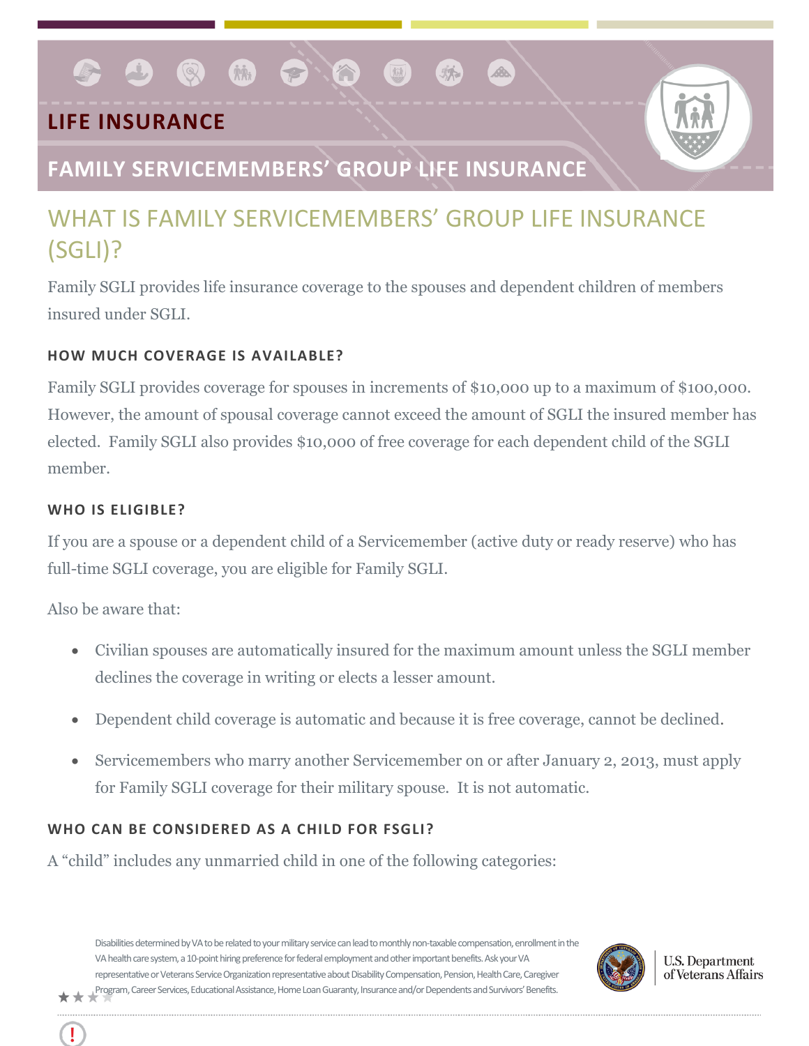# LIFE INSURANCE

## FAMILY SERVICEMEMBERS' GROUP LIFE INSURANCE

## WHAT IS FAMILY SERVICEMEMBERS' GROUP LIFE INSURANCE (SGLI)?

Family SGLI provides life insurance coverage to the spouses and dependent children of members insured under SGLI.

### HOW MUCH COVERAGE IS AVAILABLE?

Family SGLI provides coverage for spouses in increments of $10,000 up to a maximum of $100,000. However, the amount of spousal coverage cannot exceed the amount of SGLI the insured member has elected. Family SGLI also provides $10,000 of free coverage for each dependent child of the SGLI member.

### WHO IS ELIGIBLE?

If you are a spouse or a dependent child of a Servicemember (active duty or ready reserve) who has full-time SGLI coverage, you are eligible for Family SGLI.

Also be aware that:

- Civilian spouses are automatically insured for the maximum amount unless the SGLI member declines the coverage in writing or elects a lesser amount.
- Dependent child coverage is automatic and because it is free coverage, cannot be declined.
- Servicemembers who marry another Servicemember on or after January 2, 2013, must apply for Family SGLI coverage for their military spouse. It is not automatic.

### WHO CAN BE CONSIDERED AS A CHILD FOR FSGLI?

A "child" includes any unmarried child in one of the following categories:

Disabilities determined by VA to be related to your military service can lead to monthly non-taxable compensation, enrollment in the VA health care system, a 10-point hiring preference for federal employment and other important benefits. Ask your VA representative or Veterans Service Organization representative about Disability Compensation, Pension, Health Care, Caregiver Program, Career Services, Educational Assistance, Home Loan Guaranty, Insurance and/or Dependents and Survivors' Benefits.

U.S. Department of Veterans Affairs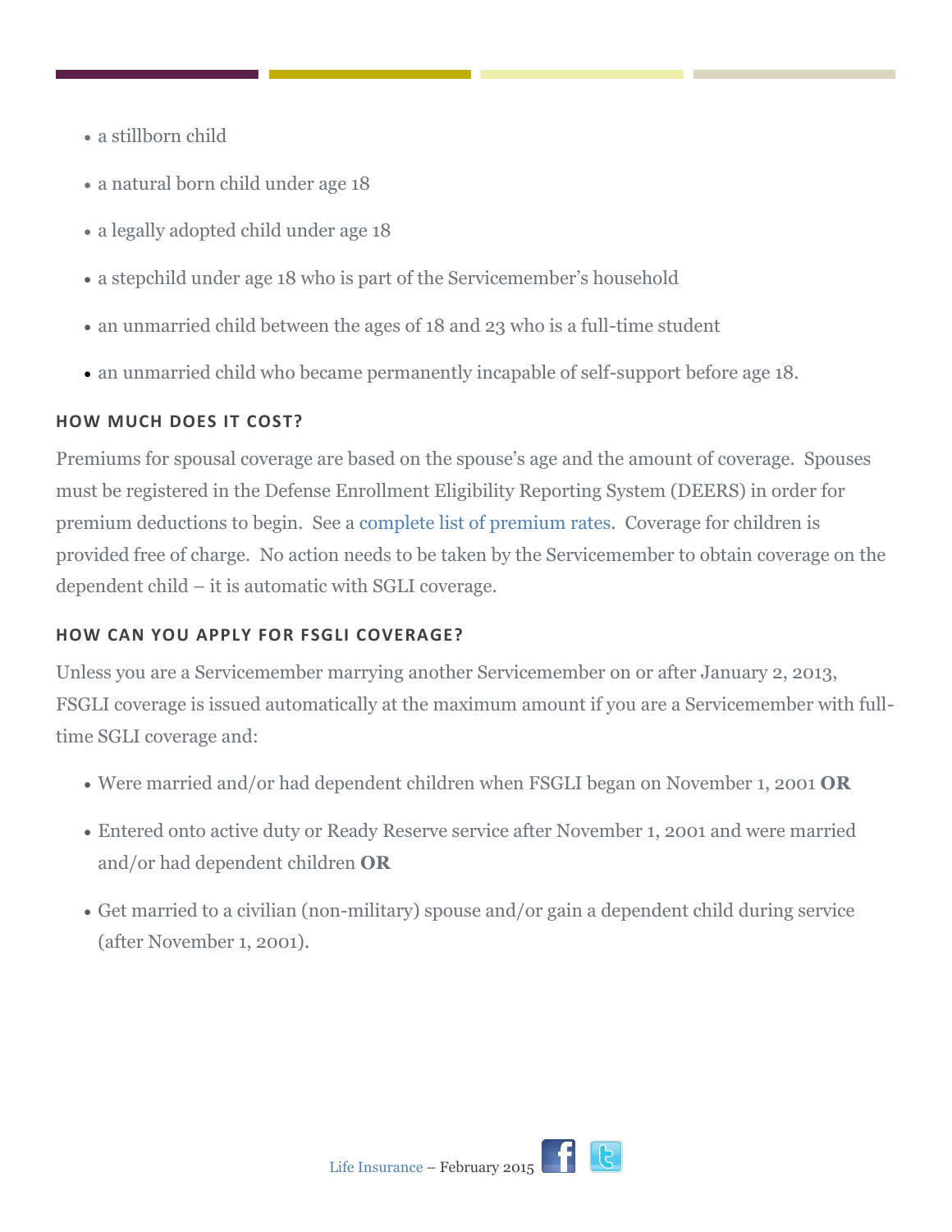- a stillborn child
- a natural born child under age 18
- a legally adopted child under age 18
- a stepchild under age 18 who is part of the Servicemember's household
- an unmarried child between the ages of 18 and 23 who is a full-time student
- an unmarried child who became permanently incapable of self-support before age 18.

#### HOW MUCH DOES IT COST?

Premiums for spousal coverage are based on the spouse's age and the amount of coverage. Spouses must be registered in the Defense Enrollment Eligibility Reporting System (DEERS) in order for premium deductions to begin. See a complete list of premium rates. Coverage for children is provided free of charge. No action needs to be taken by the Servicemember to obtain coverage on the dependent child – it is automatic with SGLI coverage.

#### HOW CAN YOU APPLY FOR FSGLI COVERAGE?

Unless you are a Servicemember marrying another Servicemember on or after January 2, 2013, FSGLI coverage is issued automatically at the maximum amount if you are a Servicemember with full-time SGLI coverage and:

- Were married and/or had dependent children when FSGLI began on November 1, 2001 **OR**
- Entered onto active duty or Ready Reserve service after November 1, 2001 and were married and/or had dependent children **OR**
- Get married to a civilian (non-military) spouse and/or gain a dependent child during service (after November 1, 2001).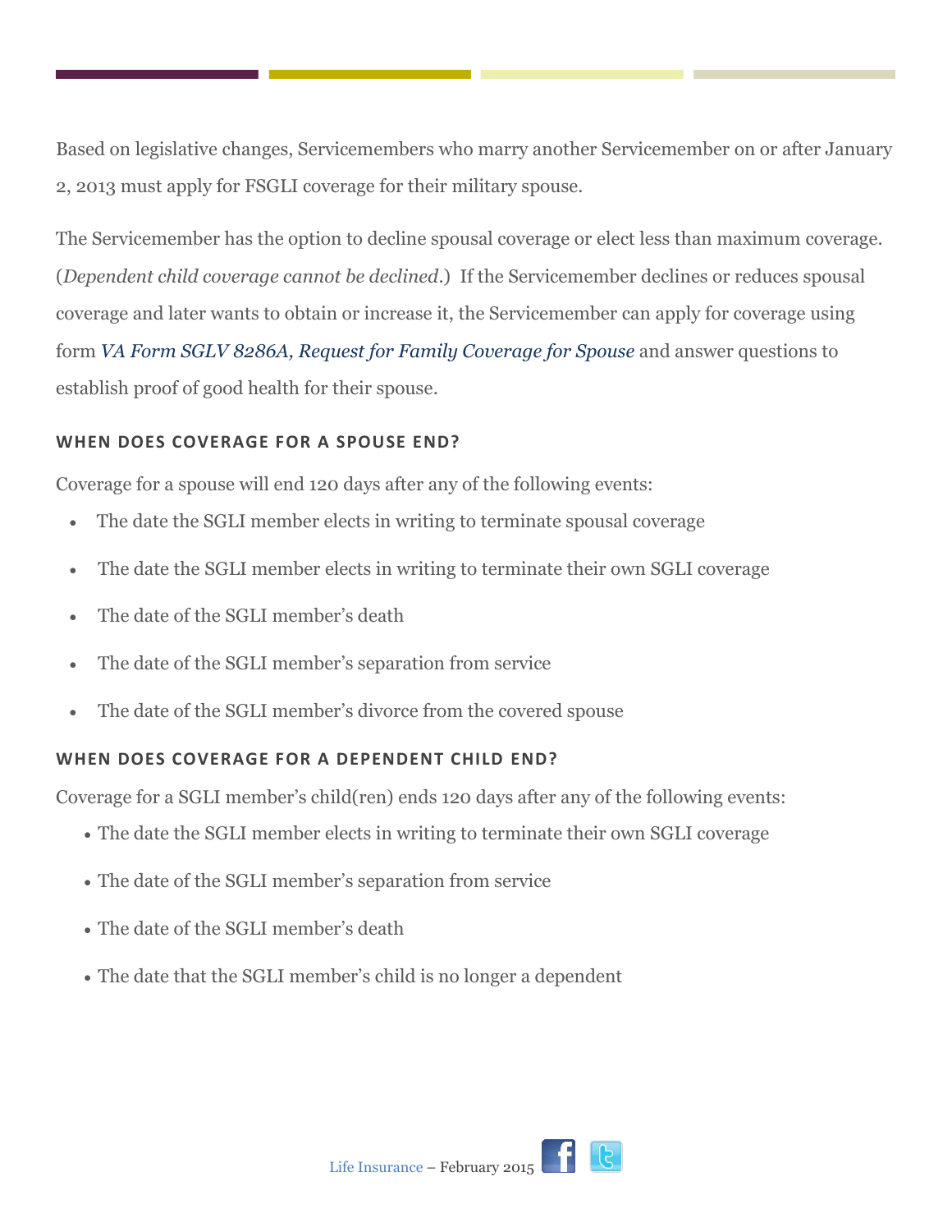Based on legislative changes, Servicemembers who marry another Servicemember on or after January 2, 2013 must apply for FSGLI coverage for their military spouse.

The Servicemember has the option to decline spousal coverage or elect less than maximum coverage. (*Dependent child coverage cannot be declined*.) If the Servicemember declines or reduces spousal coverage and later wants to obtain or increase it, the Servicemember can apply for coverage using form *VA Form SGLV 8286A, Request for Family Coverage for Spouse* and answer questions to establish proof of good health for their spouse.

#### WHEN DOES COVERAGE FOR A SPOUSE END?

Coverage for a spouse will end 120 days after any of the following events:

- The date the SGLI member elects in writing to terminate spousal coverage
- The date the SGLI member elects in writing to terminate their own SGLI coverage
- The date of the SGLI member's death
- The date of the SGLI member's separation from service
- The date of the SGLI member's divorce from the covered spouse

#### WHEN DOES COVERAGE FOR A DEPENDENT CHILD END?

Coverage for a SGLI member's child(ren) ends 120 days after any of the following events:

- The date the SGLI member elects in writing to terminate their own SGLI coverage
- The date of the SGLI member's separation from service
- The date of the SGLI member's death
- The date that the SGLI member's child is no longer a dependent